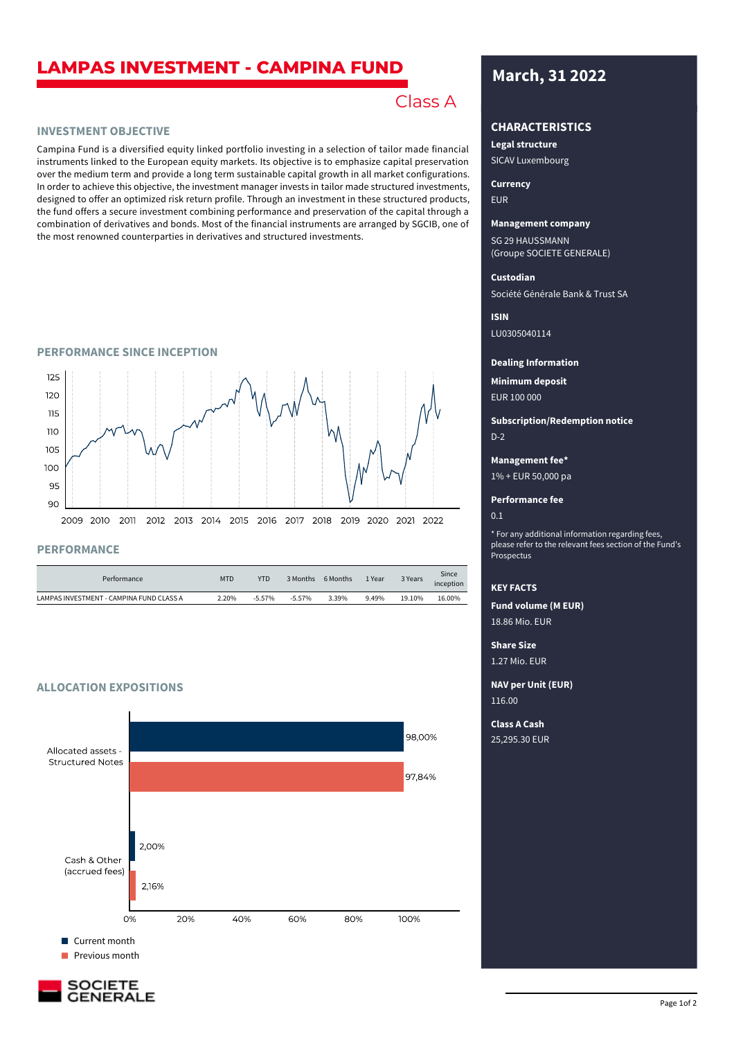# LAMPAS INVESTMENT - CAMPINA FUND

Class A

## INVESTMENT OBJECTIVE

Campina Fund is a diversified equity linked portfolio investing in a selection of tailor made financial instruments linked to the European equity markets. Its objective is to emphasize capital preservation over the medium term and provide a long term sustainable capital growth in all market configurations. In order to achieve this objective, the investment manager invests in tailor made structured investments, designed to offer an optimized risk return profile. Through an investment in these structured products, the fund offers a secure investment combining performance and preservation of the capital through a combination of derivatives and bonds. Most of the financial instruments are arranged by SGCIB, one of the most renowned counterparties in derivatives and structured investments.

## PERFORMANCE SINCE INCEPTION

## PERFORMANCE

| Performance | MTD | YTD | 3 Months | 6 Months | 1 Year | 3 Years | Since inception |
|---|---|---|---|---|---|---|---|
| LAMPAS INVESTMENT - CAMPINA FUND CLASS A | 2.20% | -5.57% | -5.57% | 3.39% | 9.49% | 19.10% | 16.00% |

## ALLOCATION EXPOSITIONS

| | Current month | Previous month |
|---|---|---|
| Allocated assets - Structured Notes | 98,00% | 97,84% |
| Cash & Other (accrued fees) | 2,00% | 2,16% |

## March, 31 2022

### CHARACTERISTICS

**Legal structure**
SICAV Luxembourg

**Currency**
EUR

**Management company**
SG 29 HAUSSMANN
(Groupe SOCIETE GENERALE)

**Custodian**
Société Générale Bank & Trust SA

**ISIN**
LU0305040114

**Dealing Information**

**Minimum deposit**
EUR 100 000

**Subscription/Redemption notice**
D-2

**Management fee***
1% + EUR 50,000 pa

**Performance fee**
0.1

* For any additional information regarding fees, please refer to the relevant fees section of the Fund's Prospectus

### KEY FACTS

**Fund volume (M EUR)**
18.86 Mio. EUR

**Share Size**
1.27 Mio. EUR

**NAV per Unit (EUR)**
116.00

**Class A Cash**
25,295.30 EUR

SOCIETE GENERALE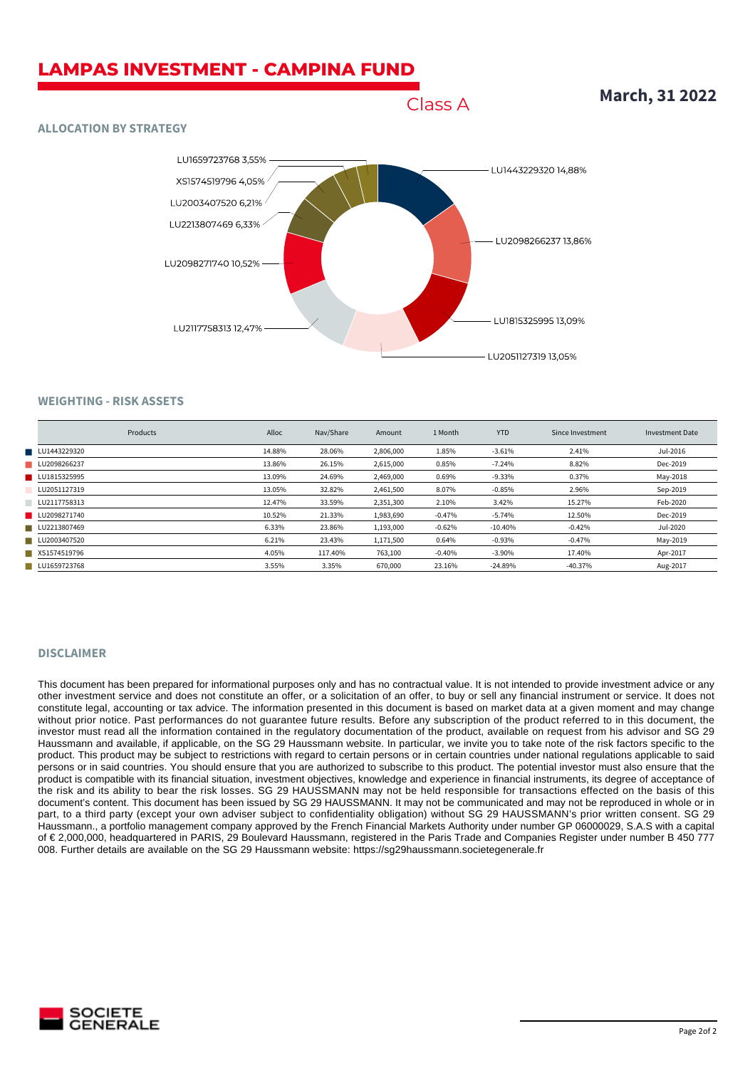# LAMPAS INVESTMENT - CAMPINA FUND

Class A

**March, 31 2022**

## ALLOCATION BY STRATEGY

LU1659723768 3,55%
XS1574519796 4,05%
LU2003407520 6,21%
LU2213807469 6,33%
LU2098271740 10,52%
LU2117758313 12,47%
LU1443229320 14,88%
LU2098266237 13,86%
LU1815325995 13,09%
LU2051127319 13,05%

## WEIGHTING - RISK ASSETS

| Products | Alloc | Nav/Share | Amount | 1 Month | YTD | Since Investment | Investment Date |
|---|---|---|---|---|---|---|---|
| LU1443229320 | 14.88% | 28.06% | 2,806,000 | 1.85% | -3.61% | 2.41% | Jul-2016 |
| LU2098266237 | 13.86% | 26.15% | 2,615,000 | 0.85% | -7.24% | 8.82% | Dec-2019 |
| LU1815325995 | 13.09% | 24.69% | 2,469,000 | 0.69% | -9.33% | 0.37% | May-2018 |
| LU2051127319 | 13.05% | 32.82% | 2,461,500 | 8.07% | -0.85% | 2.96% | Sep-2019 |
| LU2117758313 | 12.47% | 33.59% | 2,351,300 | 2.10% | 3.42% | 15.27% | Feb-2020 |
| LU2098271740 | 10.52% | 21.33% | 1,983,690 | -0.47% | -5.74% | 12.50% | Dec-2019 |
| LU2213807469 | 6.33% | 23.86% | 1,193,000 | -0.62% | -10.40% | -0.42% | Jul-2020 |
| LU2003407520 | 6.21% | 23.43% | 1,171,500 | 0.64% | -0.93% | -0.47% | May-2019 |
| XS1574519796 | 4.05% | 117.40% | 763,100 | -0.40% | -3.90% | 17.40% | Apr-2017 |
| LU1659723768 | 3.55% | 3.35% | 670,000 | 23.16% | -24.89% | -40.37% | Aug-2017 |

## DISCLAIMER

This document has been prepared for informational purposes only and has no contractual value. It is not intended to provide investment advice or any other investment service and does not constitute an offer, or a solicitation of an offer, to buy or sell any financial instrument or service. It does not constitute legal, accounting or tax advice. The information presented in this document is based on market data at a given moment and may change without prior notice. Past performances do not guarantee future results. Before any subscription of the product referred to in this document, the investor must read all the information contained in the regulatory documentation of the product, available on request from his advisor and SG 29 Haussmann and available, if applicable, on the SG 29 Haussmann website. In particular, we invite you to take note of the risk factors specific to the product. This product may be subject to restrictions with regard to certain persons or in certain countries under national regulations applicable to said persons or in said countries. You should ensure that you are authorized to subscribe to this product. The potential investor must also ensure that the product is compatible with its financial situation, investment objectives, knowledge and experience in financial instruments, its degree of acceptance of the risk and its ability to bear the risk losses. SG 29 HAUSSMANN may not be held responsible for transactions effected on the basis of this document's content. This document has been issued by SG 29 HAUSSMANN. It may not be communicated and may not be reproduced in whole or in part, to a third party (except your own adviser subject to confidentiality obligation) without SG 29 HAUSSMANN's prior written consent. SG 29 Haussmann., a portfolio management company approved by the French Financial Markets Authority under number GP 06000029, S.A.S with a capital of € 2,000,000, headquartered in PARIS, 29 Boulevard Haussmann, registered in the Paris Trade and Companies Register under number B 450 777 008. Further details are available on the SG 29 Haussmann website: https://sg29haussmann.societegenerale.fr

SOCIETE GENERALE